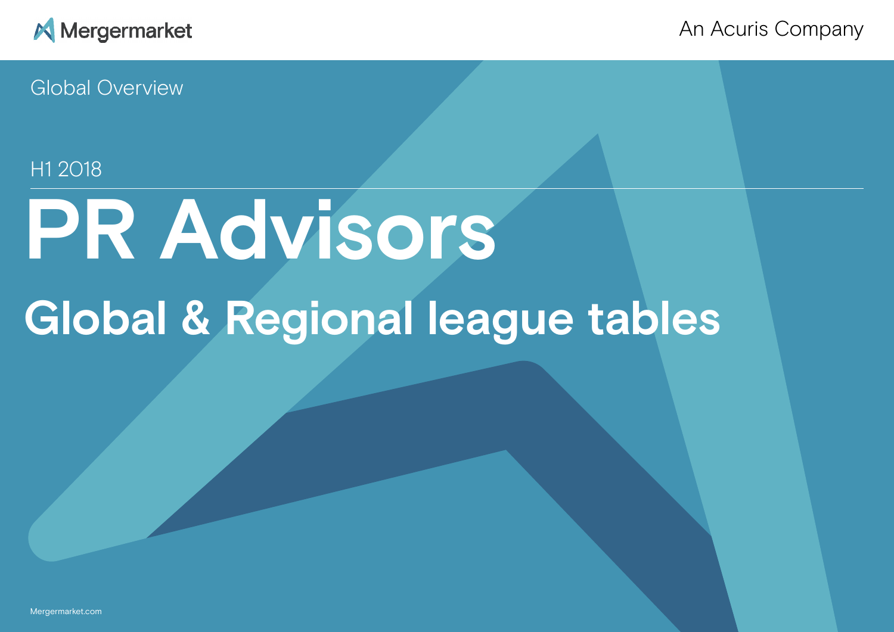Mergermarket

An Acuris Company

Global Overview

H1 2018

# PR Advisors

## Global & Regional league tables

Mergermarket.com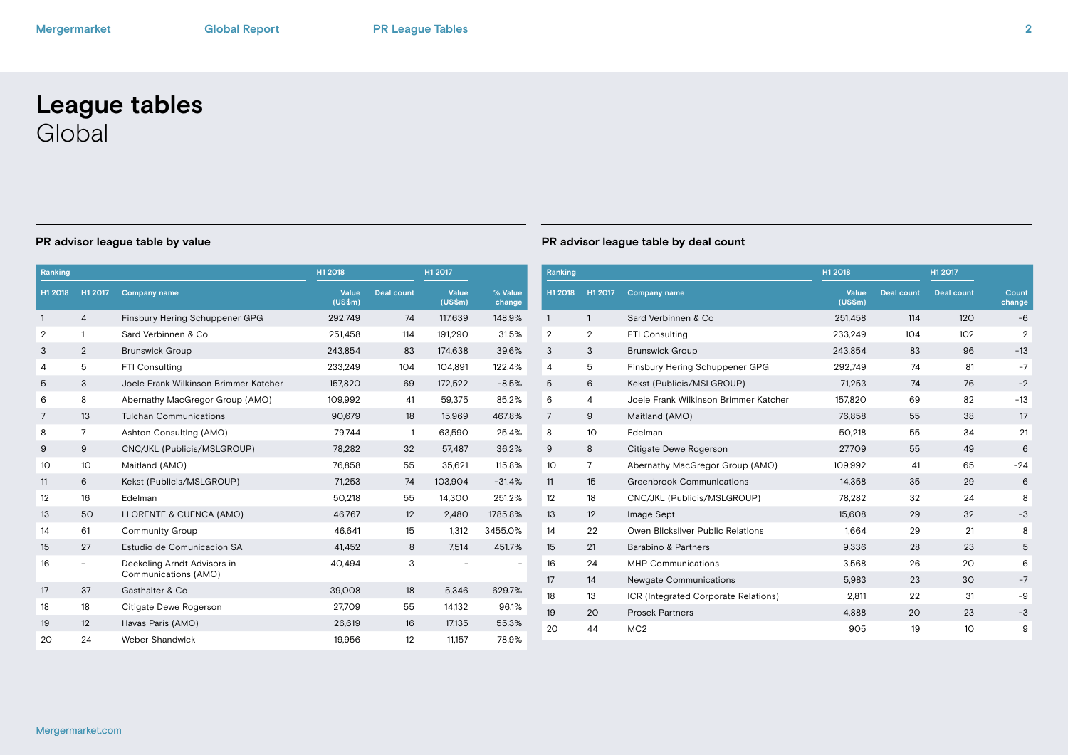# League tables
Global

## PR advisor league table by value

| Ranking | | | H1 2018 | | H1 2017 | |
|---|---|---|---|---|---|---|
| H1 2018 | H1 2017 | Company name | Value (US$m) | Deal count | Value (US$m) | % Value change |
| 1 | 4 | Finsbury Hering Schuppener GPG | 292,749 | 74 | 117,639 | 148.9% |
| 2 | 1 | Sard Verbinnen & Co | 251,458 | 114 | 191,290 | 31.5% |
| 3 | 2 | Brunswick Group | 243,854 | 83 | 174,638 | 39.6% |
| 4 | 5 | FTI Consulting | 233,249 | 104 | 104,891 | 122.4% |
| 5 | 3 | Joele Frank Wilkinson Brimmer Katcher | 157,820 | 69 | 172,522 | -8.5% |
| 6 | 8 | Abernathy MacGregor Group (AMO) | 109,992 | 41 | 59,375 | 85.2% |
| 7 | 13 | Tulchan Communications | 90,679 | 18 | 15,969 | 467.8% |
| 8 | 7 | Ashton Consulting (AMO) | 79,744 | 1 | 63,590 | 25.4% |
| 9 | 9 | CNC/JKL (Publicis/MSLGROUP) | 78,282 | 32 | 57,487 | 36.2% |
| 10 | 10 | Maitland (AMO) | 76,858 | 55 | 35,621 | 115.8% |
| 11 | 6 | Kekst (Publicis/MSLGROUP) | 71,253 | 74 | 103,904 | -31.4% |
| 12 | 16 | Edelman | 50,218 | 55 | 14,300 | 251.2% |
| 13 | 50 | LLORENTE & CUENCA (AMO) | 46,767 | 12 | 2,480 | 1785.8% |
| 14 | 61 | Community Group | 46,641 | 15 | 1,312 | 3455.0% |
| 15 | 27 | Estudio de Comunicacion SA | 41,452 | 8 | 7,514 | 451.7% |
| 16 | - | Deekeling Arndt Advisors in Communications (AMO) | 40,494 | 3 | - | - |
| 17 | 37 | Gasthalter & Co | 39,008 | 18 | 5,346 | 629.7% |
| 18 | 18 | Citigate Dewe Rogerson | 27,709 | 55 | 14,132 | 96.1% |
| 19 | 12 | Havas Paris (AMO) | 26,619 | 16 | 17,135 | 55.3% |
| 20 | 24 | Weber Shandwick | 19,956 | 12 | 11,157 | 78.9% |

## PR advisor league table by deal count

| Ranking | | | H1 2018 | | H1 2017 | |
|---|---|---|---|---|---|---|
| H1 2018 | H1 2017 | Company name | Value (US$m) | Deal count | Deal count | Count change |
| 1 | 1 | Sard Verbinnen & Co | 251,458 | 114 | 120 | -6 |
| 2 | 2 | FTI Consulting | 233,249 | 104 | 102 | 2 |
| 3 | 3 | Brunswick Group | 243,854 | 83 | 96 | -13 |
| 4 | 5 | Finsbury Hering Schuppener GPG | 292,749 | 74 | 81 | -7 |
| 5 | 6 | Kekst (Publicis/MSLGROUP) | 71,253 | 74 | 76 | -2 |
| 6 | 4 | Joele Frank Wilkinson Brimmer Katcher | 157,820 | 69 | 82 | -13 |
| 7 | 9 | Maitland (AMO) | 76,858 | 55 | 38 | 17 |
| 8 | 10 | Edelman | 50,218 | 55 | 34 | 21 |
| 9 | 8 | Citigate Dewe Rogerson | 27,709 | 55 | 49 | 6 |
| 10 | 7 | Abernathy MacGregor Group (AMO) | 109,992 | 41 | 65 | -24 |
| 11 | 15 | Greenbrook Communications | 14,358 | 35 | 29 | 6 |
| 12 | 18 | CNC/JKL (Publicis/MSLGROUP) | 78,282 | 32 | 24 | 8 |
| 13 | 12 | Image Sept | 15,608 | 29 | 32 | -3 |
| 14 | 22 | Owen Blicksilver Public Relations | 1,664 | 29 | 21 | 8 |
| 15 | 21 | Barabino & Partners | 9,336 | 28 | 23 | 5 |
| 16 | 24 | MHP Communications | 3,568 | 26 | 20 | 6 |
| 17 | 14 | Newgate Communications | 5,983 | 23 | 30 | -7 |
| 18 | 13 | ICR (Integrated Corporate Relations) | 2,811 | 22 | 31 | -9 |
| 19 | 20 | Prosek Partners | 4,888 | 20 | 23 | -3 |
| 20 | 44 | MC2 | 905 | 19 | 10 | 9 |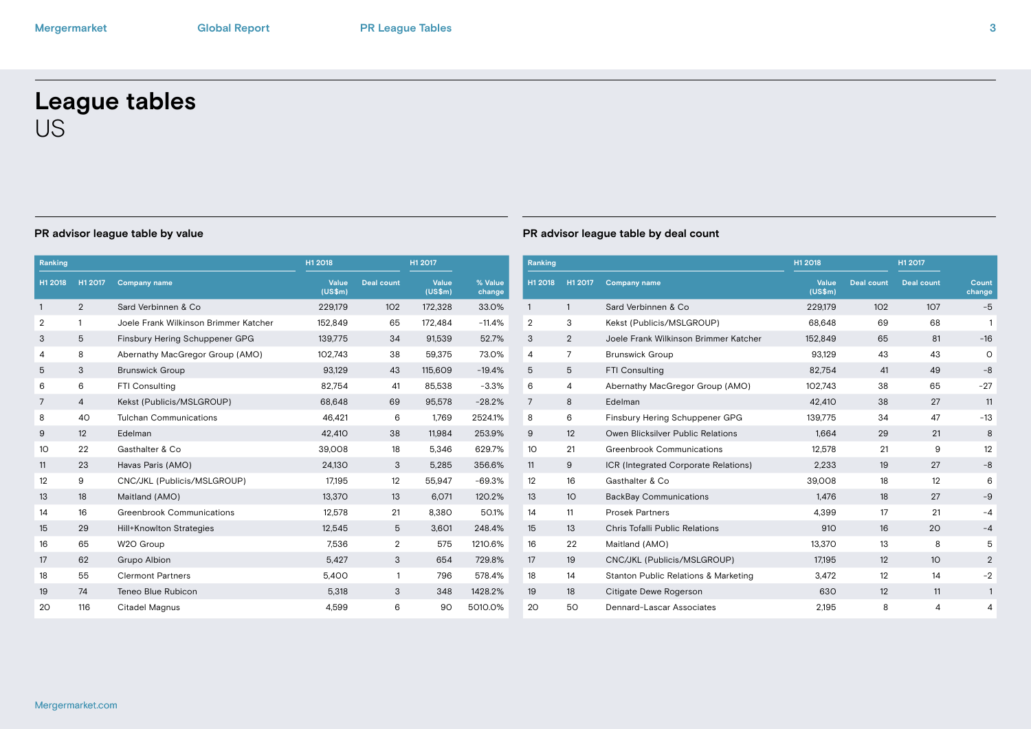# League tables
## US

### PR advisor league table by value

| Ranking | | | H1 2018 | | H1 2017 | |
|---|---|---|---|---|---|---|
| H1 2018 | H1 2017 | Company name | Value (US$m) | Deal count | Value (US$m) | % Value change |
| 1 | 2 | Sard Verbinnen & Co | 229,179 | 102 | 172,328 | 33.0% |
| 2 | 1 | Joele Frank Wilkinson Brimmer Katcher | 152,849 | 65 | 172,484 | -11.4% |
| 3 | 5 | Finsbury Hering Schuppener GPG | 139,775 | 34 | 91,539 | 52.7% |
| 4 | 8 | Abernathy MacGregor Group (AMO) | 102,743 | 38 | 59,375 | 73.0% |
| 5 | 3 | Brunswick Group | 93,129 | 43 | 115,609 | -19.4% |
| 6 | 6 | FTI Consulting | 82,754 | 41 | 85,538 | -3.3% |
| 7 | 4 | Kekst (Publicis/MSLGROUP) | 68,648 | 69 | 95,578 | -28.2% |
| 8 | 40 | Tulchan Communications | 46,421 | 6 | 1,769 | 2524.1% |
| 9 | 12 | Edelman | 42,410 | 38 | 11,984 | 253.9% |
| 10 | 22 | Gasthalter & Co | 39,008 | 18 | 5,346 | 629.7% |
| 11 | 23 | Havas Paris (AMO) | 24,130 | 3 | 5,285 | 356.6% |
| 12 | 9 | CNC/JKL (Publicis/MSLGROUP) | 17,195 | 12 | 55,947 | -69.3% |
| 13 | 18 | Maitland (AMO) | 13,370 | 13 | 6,071 | 120.2% |
| 14 | 16 | Greenbrook Communications | 12,578 | 21 | 8,380 | 50.1% |
| 15 | 29 | Hill+Knowlton Strategies | 12,545 | 5 | 3,601 | 248.4% |
| 16 | 65 | W2O Group | 7,536 | 2 | 575 | 1210.6% |
| 17 | 62 | Grupo Albion | 5,427 | 3 | 654 | 729.8% |
| 18 | 55 | Clermont Partners | 5,400 | 1 | 796 | 578.4% |
| 19 | 74 | Teneo Blue Rubicon | 5,318 | 3 | 348 | 1428.2% |
| 20 | 116 | Citadel Magnus | 4,599 | 6 | 90 | 5010.0% |

### PR advisor league table by deal count

| Ranking | | | H1 2018 | | H1 2017 | |
|---|---|---|---|---|---|---|
| H1 2018 | H1 2017 | Company name | Value (US$m) | Deal count | Deal count | Count change |
| 1 | 1 | Sard Verbinnen & Co | 229,179 | 102 | 107 | -5 |
| 2 | 3 | Kekst (Publicis/MSLGROUP) | 68,648 | 69 | 68 | 1 |
| 3 | 2 | Joele Frank Wilkinson Brimmer Katcher | 152,849 | 65 | 81 | -16 |
| 4 | 7 | Brunswick Group | 93,129 | 43 | 43 | 0 |
| 5 | 5 | FTI Consulting | 82,754 | 41 | 49 | -8 |
| 6 | 4 | Abernathy MacGregor Group (AMO) | 102,743 | 38 | 65 | -27 |
| 7 | 8 | Edelman | 42,410 | 38 | 27 | 11 |
| 8 | 6 | Finsbury Hering Schuppener GPG | 139,775 | 34 | 47 | -13 |
| 9 | 12 | Owen Blicksilver Public Relations | 1,664 | 29 | 21 | 8 |
| 10 | 21 | Greenbrook Communications | 12,578 | 21 | 9 | 12 |
| 11 | 9 | ICR (Integrated Corporate Relations) | 2,233 | 19 | 27 | -8 |
| 12 | 16 | Gasthalter & Co | 39,008 | 18 | 12 | 6 |
| 13 | 10 | BackBay Communications | 1,476 | 18 | 27 | -9 |
| 14 | 11 | Prosek Partners | 4,399 | 17 | 21 | -4 |
| 15 | 13 | Chris Tofalli Public Relations | 910 | 16 | 20 | -4 |
| 16 | 22 | Maitland (AMO) | 13,370 | 13 | 8 | 5 |
| 17 | 19 | CNC/JKL (Publicis/MSLGROUP) | 17,195 | 12 | 10 | 2 |
| 18 | 14 | Stanton Public Relations & Marketing | 3,472 | 12 | 14 | -2 |
| 19 | 18 | Citigate Dewe Rogerson | 630 | 12 | 11 | 1 |
| 20 | 50 | Dennard-Lascar Associates | 2,195 | 8 | 4 | 4 |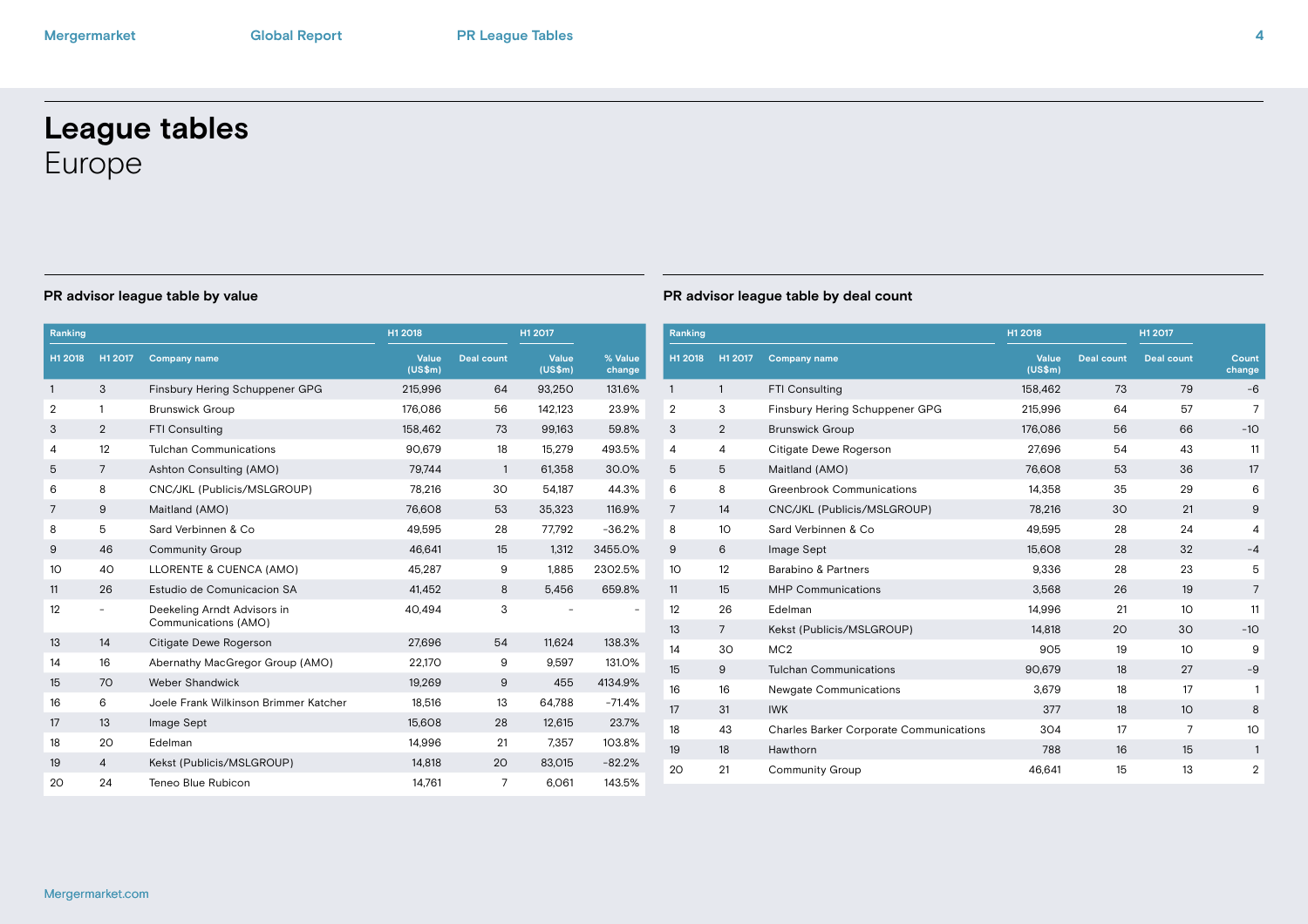# League tables
Europe

## PR advisor league table by value

| Ranking | | | H1 2018 | | H1 2017 | |
|---|---|---|---|---|---|---|
| H1 2018 | H1 2017 | Company name | Value (US$m) | Deal count | Value (US$m) | % Value change |
| 1 | 3 | Finsbury Hering Schuppener GPG | 215,996 | 64 | 93,250 | 131.6% |
| 2 | 1 | Brunswick Group | 176,086 | 56 | 142,123 | 23.9% |
| 3 | 2 | FTI Consulting | 158,462 | 73 | 99,163 | 59.8% |
| 4 | 12 | Tulchan Communications | 90,679 | 18 | 15,279 | 493.5% |
| 5 | 7 | Ashton Consulting (AMO) | 79,744 | 1 | 61,358 | 30.0% |
| 6 | 8 | CNC/JKL (Publicis/MSLGROUP) | 78,216 | 30 | 54,187 | 44.3% |
| 7 | 9 | Maitland (AMO) | 76,608 | 53 | 35,323 | 116.9% |
| 8 | 5 | Sard Verbinnen & Co | 49,595 | 28 | 77,792 | -36.2% |
| 9 | 46 | Community Group | 46,641 | 15 | 1,312 | 3455.0% |
| 10 | 40 | LLORENTE & CUENCA (AMO) | 45,287 | 9 | 1,885 | 2302.5% |
| 11 | 26 | Estudio de Comunicacion SA | 41,452 | 8 | 5,456 | 659.8% |
| 12 | - | Deekeling Arndt Advisors in Communications (AMO) | 40,494 | 3 | - | - |
| 13 | 14 | Citigate Dewe Rogerson | 27,696 | 54 | 11,624 | 138.3% |
| 14 | 16 | Abernathy MacGregor Group (AMO) | 22,170 | 9 | 9,597 | 131.0% |
| 15 | 70 | Weber Shandwick | 19,269 | 9 | 455 | 4134.9% |
| 16 | 6 | Joele Frank Wilkinson Brimmer Katcher | 18,516 | 13 | 64,788 | -71.4% |
| 17 | 13 | Image Sept | 15,608 | 28 | 12,615 | 23.7% |
| 18 | 20 | Edelman | 14,996 | 21 | 7,357 | 103.8% |
| 19 | 4 | Kekst (Publicis/MSLGROUP) | 14,818 | 20 | 83,015 | -82.2% |
| 20 | 24 | Teneo Blue Rubicon | 14,761 | 7 | 6,061 | 143.5% |

## PR advisor league table by deal count

| Ranking | | | H1 2018 | | H1 2017 | |
|---|---|---|---|---|---|---|
| H1 2018 | H1 2017 | Company name | Value (US$m) | Deal count | Deal count | Count change |
| 1 | 1 | FTI Consulting | 158,462 | 73 | 79 | -6 |
| 2 | 3 | Finsbury Hering Schuppener GPG | 215,996 | 64 | 57 | 7 |
| 3 | 2 | Brunswick Group | 176,086 | 56 | 66 | -10 |
| 4 | 4 | Citigate Dewe Rogerson | 27,696 | 54 | 43 | 11 |
| 5 | 5 | Maitland (AMO) | 76,608 | 53 | 36 | 17 |
| 6 | 8 | Greenbrook Communications | 14,358 | 35 | 29 | 6 |
| 7 | 14 | CNC/JKL (Publicis/MSLGROUP) | 78,216 | 30 | 21 | 9 |
| 8 | 10 | Sard Verbinnen & Co | 49,595 | 28 | 24 | 4 |
| 9 | 6 | Image Sept | 15,608 | 28 | 32 | -4 |
| 10 | 12 | Barabino & Partners | 9,336 | 28 | 23 | 5 |
| 11 | 15 | MHP Communications | 3,568 | 26 | 19 | 7 |
| 12 | 26 | Edelman | 14,996 | 21 | 10 | 11 |
| 13 | 7 | Kekst (Publicis/MSLGROUP) | 14,818 | 20 | 30 | -10 |
| 14 | 30 | MC2 | 905 | 19 | 10 | 9 |
| 15 | 9 | Tulchan Communications | 90,679 | 18 | 27 | -9 |
| 16 | 16 | Newgate Communications | 3,679 | 18 | 17 | 1 |
| 17 | 31 | IWK | 377 | 18 | 10 | 8 |
| 18 | 43 | Charles Barker Corporate Communications | 304 | 17 | 7 | 10 |
| 19 | 18 | Hawthorn | 788 | 16 | 15 | 1 |
| 20 | 21 | Community Group | 46,641 | 15 | 13 | 2 |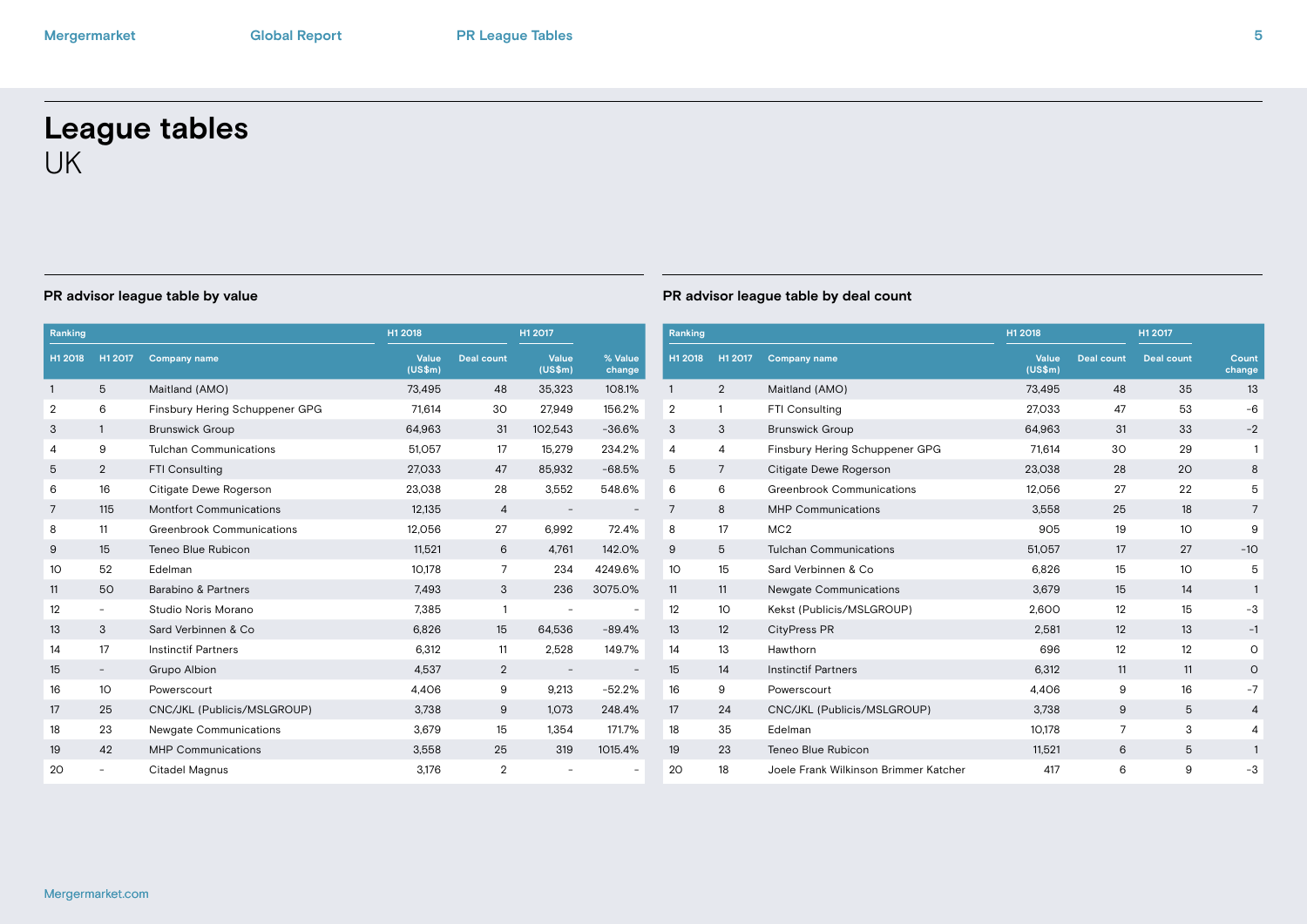# League tables

UK

## PR advisor league table by value

| Ranking | | | H1 2018 | | H1 2017 | |
|---|---|---|---|---|---|---|
| H1 2018 | H1 2017 | Company name | Value (US$m) | Deal count | Value (US$m) | % Value change |
| 1 | 5 | Maitland (AMO) | 73,495 | 48 | 35,323 | 108.1% |
| 2 | 6 | Finsbury Hering Schuppener GPG | 71,614 | 30 | 27,949 | 156.2% |
| 3 | 1 | Brunswick Group | 64,963 | 31 | 102,543 | -36.6% |
| 4 | 9 | Tulchan Communications | 51,057 | 17 | 15,279 | 234.2% |
| 5 | 2 | FTI Consulting | 27,033 | 47 | 85,932 | -68.5% |
| 6 | 16 | Citigate Dewe Rogerson | 23,038 | 28 | 3,552 | 548.6% |
| 7 | 115 | Montfort Communications | 12,135 | 4 | - | - |
| 8 | 11 | Greenbrook Communications | 12,056 | 27 | 6,992 | 72.4% |
| 9 | 15 | Teneo Blue Rubicon | 11,521 | 6 | 4,761 | 142.0% |
| 10 | 52 | Edelman | 10,178 | 7 | 234 | 4249.6% |
| 11 | 50 | Barabino & Partners | 7,493 | 3 | 236 | 3075.0% |
| 12 | - | Studio Noris Morano | 7,385 | 1 | - | - |
| 13 | 3 | Sard Verbinnen & Co | 6,826 | 15 | 64,536 | -89.4% |
| 14 | 17 | Instinctif Partners | 6,312 | 11 | 2,528 | 149.7% |
| 15 | - | Grupo Albion | 4,537 | 2 | - | - |
| 16 | 10 | Powerscourt | 4,406 | 9 | 9,213 | -52.2% |
| 17 | 25 | CNC/JKL (Publicis/MSLGROUP) | 3,738 | 9 | 1,073 | 248.4% |
| 18 | 23 | Newgate Communications | 3,679 | 15 | 1,354 | 171.7% |
| 19 | 42 | MHP Communications | 3,558 | 25 | 319 | 1015.4% |
| 20 | - | Citadel Magnus | 3,176 | 2 | - | - |

## PR advisor league table by deal count

| Ranking | | | H1 2018 | | H1 2017 | |
|---|---|---|---|---|---|---|
| H1 2018 | H1 2017 | Company name | Value (US$m) | Deal count | Deal count | Count change |
| 1 | 2 | Maitland (AMO) | 73,495 | 48 | 35 | 13 |
| 2 | 1 | FTI Consulting | 27,033 | 47 | 53 | -6 |
| 3 | 3 | Brunswick Group | 64,963 | 31 | 33 | -2 |
| 4 | 4 | Finsbury Hering Schuppener GPG | 71,614 | 30 | 29 | 1 |
| 5 | 7 | Citigate Dewe Rogerson | 23,038 | 28 | 20 | 8 |
| 6 | 6 | Greenbrook Communications | 12,056 | 27 | 22 | 5 |
| 7 | 8 | MHP Communications | 3,558 | 25 | 18 | 7 |
| 8 | 17 | MC2 | 905 | 19 | 10 | 9 |
| 9 | 5 | Tulchan Communications | 51,057 | 17 | 27 | -10 |
| 10 | 15 | Sard Verbinnen & Co | 6,826 | 15 | 10 | 5 |
| 11 | 11 | Newgate Communications | 3,679 | 15 | 14 | 1 |
| 12 | 10 | Kekst (Publicis/MSLGROUP) | 2,600 | 12 | 15 | -3 |
| 13 | 12 | CityPress PR | 2,581 | 12 | 13 | -1 |
| 14 | 13 | Hawthorn | 696 | 12 | 12 | 0 |
| 15 | 14 | Instinctif Partners | 6,312 | 11 | 11 | 0 |
| 16 | 9 | Powerscourt | 4,406 | 9 | 16 | -7 |
| 17 | 24 | CNC/JKL (Publicis/MSLGROUP) | 3,738 | 9 | 5 | 4 |
| 18 | 35 | Edelman | 10,178 | 7 | 3 | 4 |
| 19 | 23 | Teneo Blue Rubicon | 11,521 | 6 | 5 | 1 |
| 20 | 18 | Joele Frank Wilkinson Brimmer Katcher | 417 | 6 | 9 | -3 |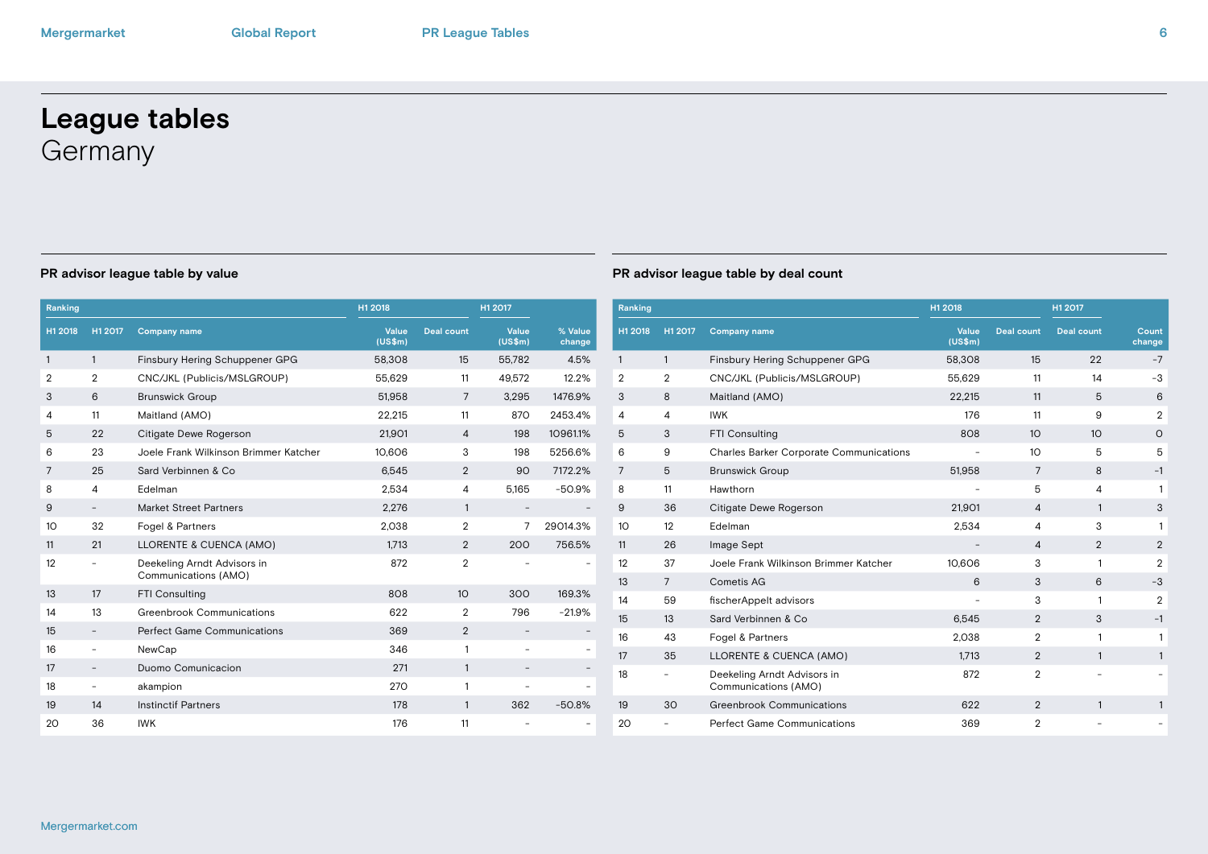# League tables
## Germany

### PR advisor league table by value

| Ranking | | | H1 2018 | | H1 2017 | |
|---|---|---|---|---|---|---|
| H1 2018 | H1 2017 | Company name | Value (US$m) | Deal count | Value (US$m) | % Value change |
| 1 | 1 | Finsbury Hering Schuppener GPG | 58,308 | 15 | 55,782 | 4.5% |
| 2 | 2 | CNC/JKL (Publicis/MSLGROUP) | 55,629 | 11 | 49,572 | 12.2% |
| 3 | 6 | Brunswick Group | 51,958 | 7 | 3,295 | 1476.9% |
| 4 | 11 | Maitland (AMO) | 22,215 | 11 | 870 | 2453.4% |
| 5 | 22 | Citigate Dewe Rogerson | 21,901 | 4 | 198 | 10961.1% |
| 6 | 23 | Joele Frank Wilkinson Brimmer Katcher | 10,606 | 3 | 198 | 5256.6% |
| 7 | 25 | Sard Verbinnen & Co | 6,545 | 2 | 90 | 7172.2% |
| 8 | 4 | Edelman | 2,534 | 4 | 5,165 | -50.9% |
| 9 | - | Market Street Partners | 2,276 | 1 | - | - |
| 10 | 32 | Fogel & Partners | 2,038 | 2 | 7 | 29014.3% |
| 11 | 21 | LLORENTE & CUENCA (AMO) | 1,713 | 2 | 200 | 756.5% |
| 12 | - | Deekeling Arndt Advisors in Communications (AMO) | 872 | 2 | - | - |
| 13 | 17 | FTI Consulting | 808 | 10 | 300 | 169.3% |
| 14 | 13 | Greenbrook Communications | 622 | 2 | 796 | -21.9% |
| 15 | - | Perfect Game Communications | 369 | 2 | - | - |
| 16 | - | NewCap | 346 | 1 | - | - |
| 17 | - | Duomo Comunicacion | 271 | 1 | - | - |
| 18 | - | akampion | 270 | 1 | - | - |
| 19 | 14 | Instinctif Partners | 178 | 1 | 362 | -50.8% |
| 20 | 36 | IWK | 176 | 11 | - | - |

### PR advisor league table by deal count

| Ranking | | | H1 2018 | | H1 2017 | |
|---|---|---|---|---|---|---|
| H1 2018 | H1 2017 | Company name | Value (US$m) | Deal count | Deal count | Count change |
| 1 | 1 | Finsbury Hering Schuppener GPG | 58,308 | 15 | 22 | -7 |
| 2 | 2 | CNC/JKL (Publicis/MSLGROUP) | 55,629 | 11 | 14 | -3 |
| 3 | 8 | Maitland (AMO) | 22,215 | 11 | 5 | 6 |
| 4 | 4 | IWK | 176 | 11 | 9 | 2 |
| 5 | 3 | FTI Consulting | 808 | 10 | 10 | 0 |
| 6 | 9 | Charles Barker Corporate Communications | - | 10 | 5 | 5 |
| 7 | 5 | Brunswick Group | 51,958 | 7 | 8 | -1 |
| 8 | 11 | Hawthorn | - | 5 | 4 | 1 |
| 9 | 36 | Citigate Dewe Rogerson | 21,901 | 4 | 1 | 3 |
| 10 | 12 | Edelman | 2,534 | 4 | 3 | 1 |
| 11 | 26 | Image Sept | - | 4 | 2 | 2 |
| 12 | 37 | Joele Frank Wilkinson Brimmer Katcher | 10,606 | 3 | 1 | 2 |
| 13 | 7 | Cometis AG | 6 | 3 | 6 | -3 |
| 14 | 59 | fischerAppelt advisors | - | 3 | 1 | 2 |
| 15 | 13 | Sard Verbinnen & Co | 6,545 | 2 | 3 | -1 |
| 16 | 43 | Fogel & Partners | 2,038 | 2 | 1 | 1 |
| 17 | 35 | LLORENTE & CUENCA (AMO) | 1,713 | 2 | 1 | 1 |
| 18 | - | Deekeling Arndt Advisors in Communications (AMO) | 872 | 2 | - | - |
| 19 | 30 | Greenbrook Communications | 622 | 2 | 1 | 1 |
| 20 | - | Perfect Game Communications | 369 | 2 | - | - |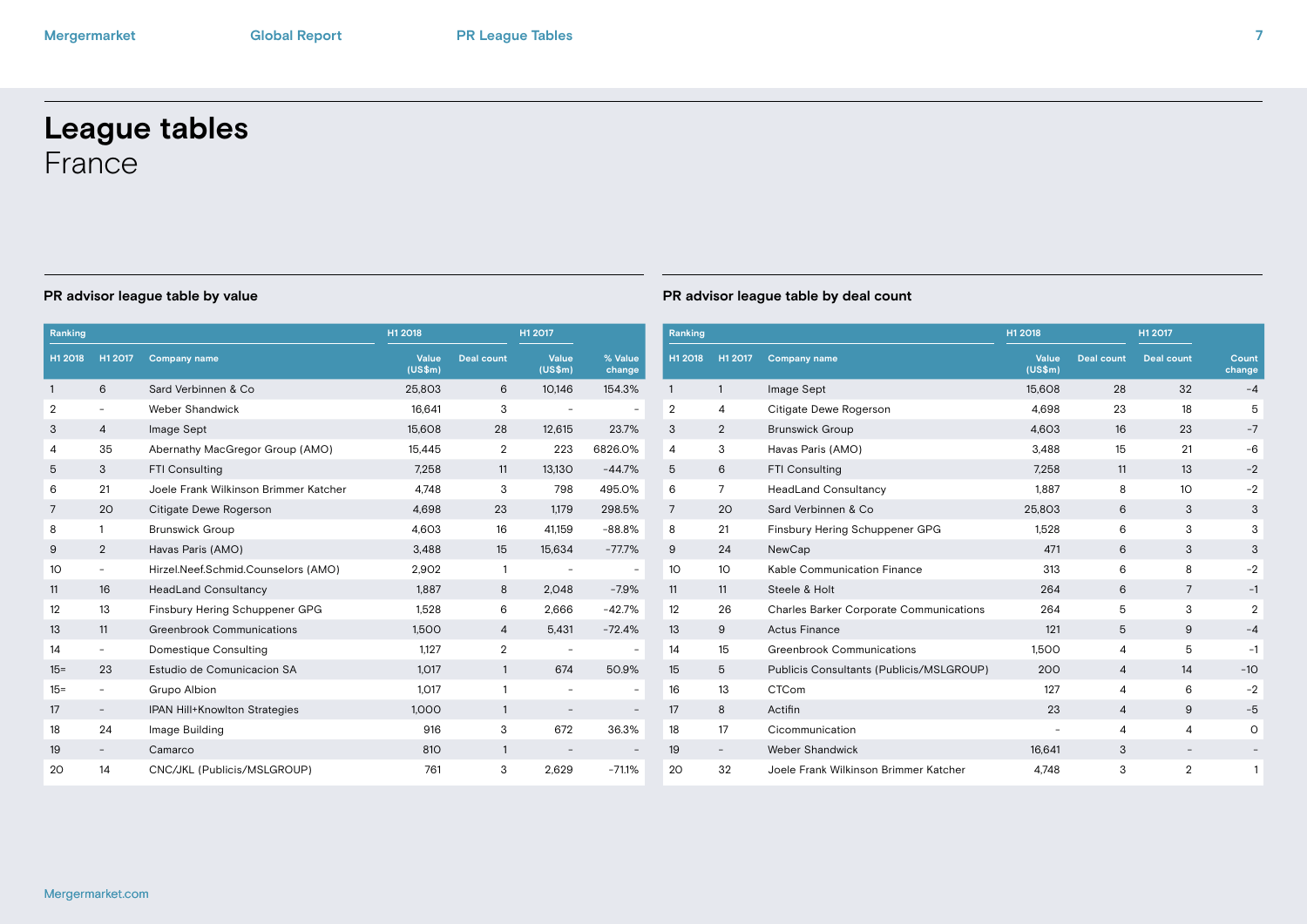# League tables

## France

### PR advisor league table by value

| Ranking | | | H1 2018 | | H1 2017 | |
|---|---|---|---|---|---|---|
| H1 2018 | H1 2017 | Company name | Value (US$m) | Deal count | Value (US$m) | % Value change |
| 1 | 6 | Sard Verbinnen & Co | 25,803 | 6 | 10,146 | 154.3% |
| 2 | - | Weber Shandwick | 16,641 | 3 | - | - |
| 3 | 4 | Image Sept | 15,608 | 28 | 12,615 | 23.7% |
| 4 | 35 | Abernathy MacGregor Group (AMO) | 15,445 | 2 | 223 | 6826.0% |
| 5 | 3 | FTI Consulting | 7,258 | 11 | 13,130 | -44.7% |
| 6 | 21 | Joele Frank Wilkinson Brimmer Katcher | 4,748 | 3 | 798 | 495.0% |
| 7 | 20 | Citigate Dewe Rogerson | 4,698 | 23 | 1,179 | 298.5% |
| 8 | 1 | Brunswick Group | 4,603 | 16 | 41,159 | -88.8% |
| 9 | 2 | Havas Paris (AMO) | 3,488 | 15 | 15,634 | -77.7% |
| 10 | - | Hirzel.Neef.Schmid.Counselors (AMO) | 2,902 | 1 | - | - |
| 11 | 16 | HeadLand Consultancy | 1,887 | 8 | 2,048 | -7.9% |
| 12 | 13 | Finsbury Hering Schuppener GPG | 1,528 | 6 | 2,666 | -42.7% |
| 13 | 11 | Greenbrook Communications | 1,500 | 4 | 5,431 | -72.4% |
| 14 | - | Domestique Consulting | 1,127 | 2 | - | - |
| 15= | 23 | Estudio de Comunicacion SA | 1,017 | 1 | 674 | 50.9% |
| 15= | - | Grupo Albion | 1,017 | 1 | - | - |
| 17 | - | IPAN Hill+Knowlton Strategies | 1,000 | 1 | - | - |
| 18 | 24 | Image Building | 916 | 3 | 672 | 36.3% |
| 19 | - | Camarco | 810 | 1 | - | - |
| 20 | 14 | CNC/JKL (Publicis/MSLGROUP) | 761 | 3 | 2,629 | -71.1% |

### PR advisor league table by deal count

| Ranking | | | H1 2018 | | H1 2017 | |
|---|---|---|---|---|---|---|
| H1 2018 | H1 2017 | Company name | Value (US$m) | Deal count | Deal count | Count change |
| 1 | 1 | Image Sept | 15,608 | 28 | 32 | -4 |
| 2 | 4 | Citigate Dewe Rogerson | 4,698 | 23 | 18 | 5 |
| 3 | 2 | Brunswick Group | 4,603 | 16 | 23 | -7 |
| 4 | 3 | Havas Paris (AMO) | 3,488 | 15 | 21 | -6 |
| 5 | 6 | FTI Consulting | 7,258 | 11 | 13 | -2 |
| 6 | 7 | HeadLand Consultancy | 1,887 | 8 | 10 | -2 |
| 7 | 20 | Sard Verbinnen & Co | 25,803 | 6 | 3 | 3 |
| 8 | 21 | Finsbury Hering Schuppener GPG | 1,528 | 6 | 3 | 3 |
| 9 | 24 | NewCap | 471 | 6 | 3 | 3 |
| 10 | 10 | Kable Communication Finance | 313 | 6 | 8 | -2 |
| 11 | 11 | Steele & Holt | 264 | 6 | 7 | -1 |
| 12 | 26 | Charles Barker Corporate Communications | 264 | 5 | 3 | 2 |
| 13 | 9 | Actus Finance | 121 | 5 | 9 | -4 |
| 14 | 15 | Greenbrook Communications | 1,500 | 4 | 5 | -1 |
| 15 | 5 | Publicis Consultants (Publicis/MSLGROUP) | 200 | 4 | 14 | -10 |
| 16 | 13 | CTCom | 127 | 4 | 6 | -2 |
| 17 | 8 | Actifin | 23 | 4 | 9 | -5 |
| 18 | 17 | Cicommunication | - | 4 | 4 | 0 |
| 19 | - | Weber Shandwick | 16,641 | 3 | - | - |
| 20 | 32 | Joele Frank Wilkinson Brimmer Katcher | 4,748 | 3 | 2 | 1 |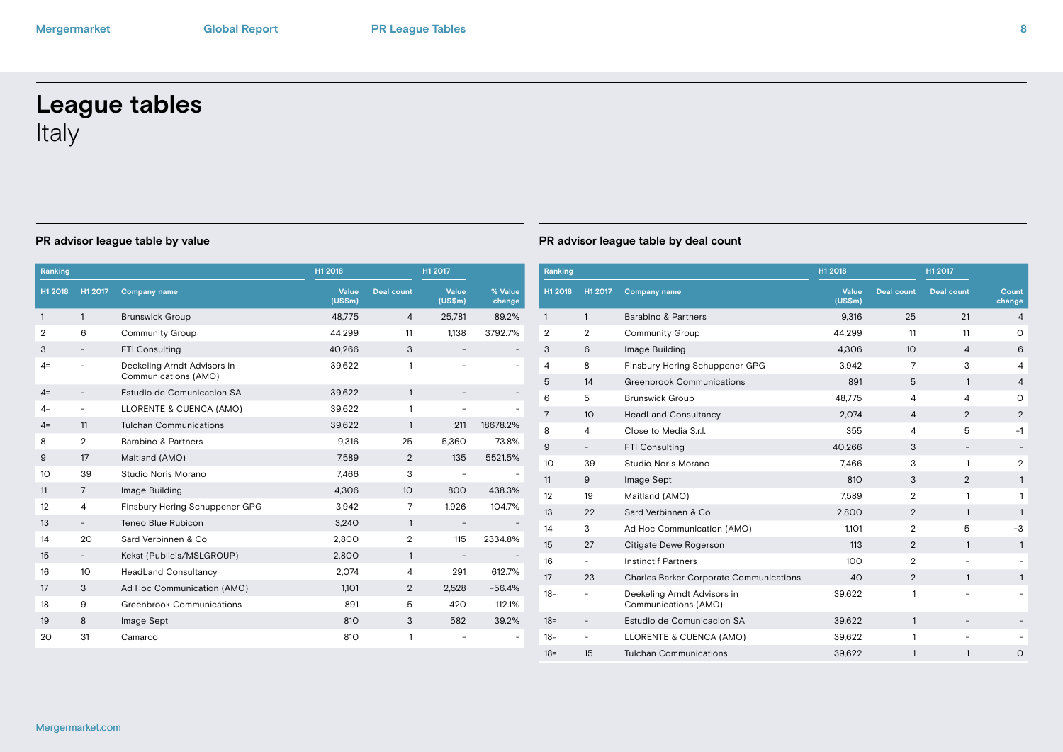# League tables

## Italy

### PR advisor league table by value

| Ranking | | | H1 2018 | | H1 2017 | |
|---|---|---|---|---|---|---|
| H1 2018 | H1 2017 | Company name | Value (US$m) | Deal count | Value (US$m) | % Value change |
| 1 | 1 | Brunswick Group | 48,775 | 4 | 25,781 | 89.2% |
| 2 | 6 | Community Group | 44,299 | 11 | 1,138 | 3792.7% |
| 3 | - | FTI Consulting | 40,266 | 3 | - | - |
| 4= | - | Deekeling Arndt Advisors in Communications (AMO) | 39,622 | 1 | - | - |
| 4= | - | Estudio de Comunicacion SA | 39,622 | 1 | - | - |
| 4= | - | LLORENTE & CUENCA (AMO) | 39,622 | 1 | - | - |
| 4= | 11 | Tulchan Communications | 39,622 | 1 | 211 | 18678.2% |
| 8 | 2 | Barabino & Partners | 9,316 | 25 | 5,360 | 73.8% |
| 9 | 17 | Maitland (AMO) | 7,589 | 2 | 135 | 5521.5% |
| 10 | 39 | Studio Noris Morano | 7,466 | 3 | - | - |
| 11 | 7 | Image Building | 4,306 | 10 | 800 | 438.3% |
| 12 | 4 | Finsbury Hering Schuppener GPG | 3,942 | 7 | 1,926 | 104.7% |
| 13 | - | Teneo Blue Rubicon | 3,240 | 1 | - | - |
| 14 | 20 | Sard Verbinnen & Co | 2,800 | 2 | 115 | 2334.8% |
| 15 | - | Kekst (Publicis/MSLGROUP) | 2,800 | 1 | - | - |
| 16 | 10 | HeadLand Consultancy | 2,074 | 4 | 291 | 612.7% |
| 17 | 3 | Ad Hoc Communication (AMO) | 1,101 | 2 | 2,528 | -56.4% |
| 18 | 9 | Greenbrook Communications | 891 | 5 | 420 | 112.1% |
| 19 | 8 | Image Sept | 810 | 3 | 582 | 39.2% |
| 20 | 31 | Camarco | 810 | 1 | - | - |

### PR advisor league table by deal count

| Ranking | | | H1 2018 | | H1 2017 | |
|---|---|---|---|---|---|---|
| H1 2018 | H1 2017 | Company name | Value (US$m) | Deal count | Deal count | Count change |
| 1 | 1 | Barabino & Partners | 9,316 | 25 | 21 | 4 |
| 2 | 2 | Community Group | 44,299 | 11 | 11 | 0 |
| 3 | 6 | Image Building | 4,306 | 10 | 4 | 6 |
| 4 | 8 | Finsbury Hering Schuppener GPG | 3,942 | 7 | 3 | 4 |
| 5 | 14 | Greenbrook Communications | 891 | 5 | 1 | 4 |
| 6 | 5 | Brunswick Group | 48,775 | 4 | 4 | 0 |
| 7 | 10 | HeadLand Consultancy | 2,074 | 4 | 2 | 2 |
| 8 | 4 | Close to Media S.r.l. | 355 | 4 | 5 | -1 |
| 9 | - | FTI Consulting | 40,266 | 3 | - | - |
| 10 | 39 | Studio Noris Morano | 7,466 | 3 | 1 | 2 |
| 11 | 9 | Image Sept | 810 | 3 | 2 | 1 |
| 12 | 19 | Maitland (AMO) | 7,589 | 2 | 1 | 1 |
| 13 | 22 | Sard Verbinnen & Co | 2,800 | 2 | 1 | 1 |
| 14 | 3 | Ad Hoc Communication (AMO) | 1,101 | 2 | 5 | -3 |
| 15 | 27 | Citigate Dewe Rogerson | 113 | 2 | 1 | 1 |
| 16 | - | Instinctif Partners | 100 | 2 | - | - |
| 17 | 23 | Charles Barker Corporate Communications | 40 | 2 | 1 | 1 |
| 18= | - | Deekeling Arndt Advisors in Communications (AMO) | 39,622 | 1 | - | - |
| 18= | - | Estudio de Comunicacion SA | 39,622 | 1 | - | - |
| 18= | - | LLORENTE & CUENCA (AMO) | 39,622 | 1 | - | - |
| 18= | 15 | Tulchan Communications | 39,622 | 1 | 1 | 0 |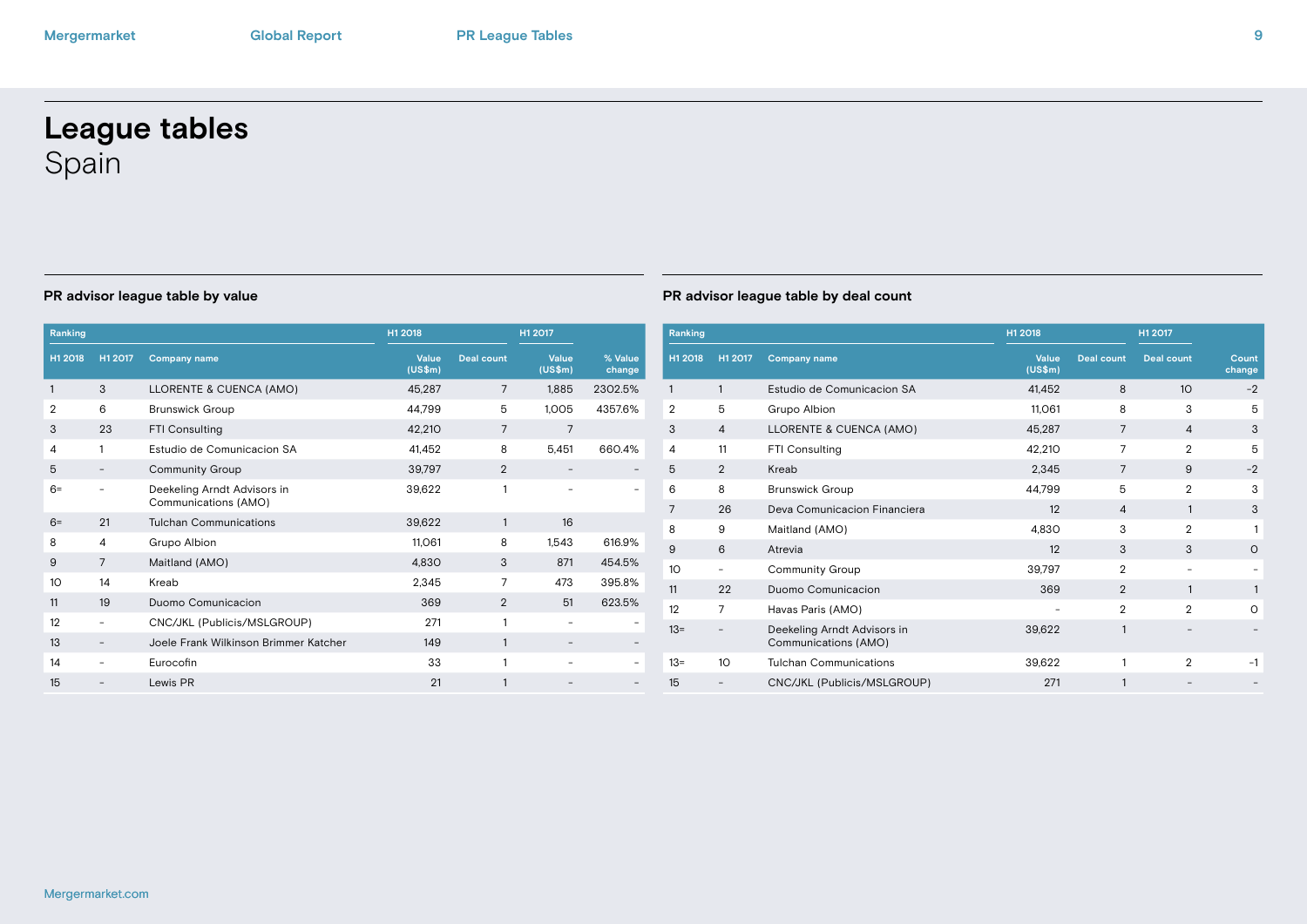# League tables
## Spain

### PR advisor league table by value

| Ranking | | | H1 2018 | | H1 2017 | |
|---|---|---|---|---|---|---|
| H1 2018 | H1 2017 | Company name | Value (US$m) | Deal count | Value (US$m) | % Value change |
| 1 | 3 | LLORENTE & CUENCA (AMO) | 45,287 | 7 | 1,885 | 2302.5% |
| 2 | 6 | Brunswick Group | 44,799 | 5 | 1,005 | 4357.6% |
| 3 | 23 | FTI Consulting | 42,210 | 7 | 7 | |
| 4 | 1 | Estudio de Comunicacion SA | 41,452 | 8 | 5,451 | 660.4% |
| 5 | - | Community Group | 39,797 | 2 | - | - |
| 6= | - | Deekeling Arndt Advisors in Communications (AMO) | 39,622 | 1 | - | - |
| 6= | 21 | Tulchan Communications | 39,622 | 1 | 16 | |
| 8 | 4 | Grupo Albion | 11,061 | 8 | 1,543 | 616.9% |
| 9 | 7 | Maitland (AMO) | 4,830 | 3 | 871 | 454.5% |
| 10 | 14 | Kreab | 2,345 | 7 | 473 | 395.8% |
| 11 | 19 | Duomo Comunicacion | 369 | 2 | 51 | 623.5% |
| 12 | - | CNC/JKL (Publicis/MSLGROUP) | 271 | 1 | - | - |
| 13 | - | Joele Frank Wilkinson Brimmer Katcher | 149 | 1 | - | - |
| 14 | - | Eurocofin | 33 | 1 | - | - |
| 15 | - | Lewis PR | 21 | 1 | - | - |

### PR advisor league table by deal count

| Ranking | | | H1 2018 | | H1 2017 | |
|---|---|---|---|---|---|---|
| H1 2018 | H1 2017 | Company name | Value (US$m) | Deal count | Deal count | Count change |
| 1 | 1 | Estudio de Comunicacion SA | 41,452 | 8 | 10 | -2 |
| 2 | 5 | Grupo Albion | 11,061 | 8 | 3 | 5 |
| 3 | 4 | LLORENTE & CUENCA (AMO) | 45,287 | 7 | 4 | 3 |
| 4 | 11 | FTI Consulting | 42,210 | 7 | 2 | 5 |
| 5 | 2 | Kreab | 2,345 | 7 | 9 | -2 |
| 6 | 8 | Brunswick Group | 44,799 | 5 | 2 | 3 |
| 7 | 26 | Deva Comunicacion Financiera | 12 | 4 | 1 | 3 |
| 8 | 9 | Maitland (AMO) | 4,830 | 3 | 2 | 1 |
| 9 | 6 | Atrevia | 12 | 3 | 3 | 0 |
| 10 | - | Community Group | 39,797 | 2 | - | - |
| 11 | 22 | Duomo Comunicacion | 369 | 2 | 1 | 1 |
| 12 | 7 | Havas Paris (AMO) | - | 2 | 2 | 0 |
| 13= | - | Deekeling Arndt Advisors in Communications (AMO) | 39,622 | 1 | - | - |
| 13= | 10 | Tulchan Communications | 39,622 | 1 | 2 | -1 |
| 15 | - | CNC/JKL (Publicis/MSLGROUP) | 271 | 1 | - | - |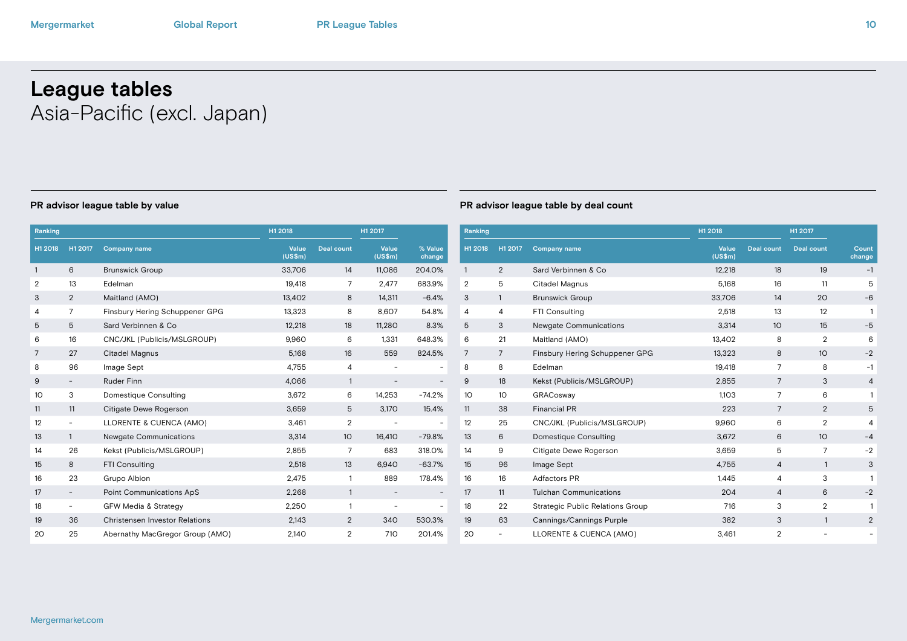# League tables

Asia-Pacific (excl. Japan)

### PR advisor league table by value

| Ranking | | | H1 2018 | | H1 2017 | |
|---|---|---|---|---|---|---|
| H1 2018 | H1 2017 | Company name | Value (US$m) | Deal count | Value (US$m) | % Value change |
| 1 | 6 | Brunswick Group | 33,706 | 14 | 11,086 | 204.0% |
| 2 | 13 | Edelman | 19,418 | 7 | 2,477 | 683.9% |
| 3 | 2 | Maitland (AMO) | 13,402 | 8 | 14,311 | -6.4% |
| 4 | 7 | Finsbury Hering Schuppener GPG | 13,323 | 8 | 8,607 | 54.8% |
| 5 | 5 | Sard Verbinnen & Co | 12,218 | 18 | 11,280 | 8.3% |
| 6 | 16 | CNC/JKL (Publicis/MSLGROUP) | 9,960 | 6 | 1,331 | 648.3% |
| 7 | 27 | Citadel Magnus | 5,168 | 16 | 559 | 824.5% |
| 8 | 96 | Image Sept | 4,755 | 4 | - | - |
| 9 | - | Ruder Finn | 4,066 | 1 | - | - |
| 10 | 3 | Domestique Consulting | 3,672 | 6 | 14,253 | -74.2% |
| 11 | 11 | Citigate Dewe Rogerson | 3,659 | 5 | 3,170 | 15.4% |
| 12 | - | LLORENTE & CUENCA (AMO) | 3,461 | 2 | - | - |
| 13 | 1 | Newgate Communications | 3,314 | 10 | 16,410 | -79.8% |
| 14 | 26 | Kekst (Publicis/MSLGROUP) | 2,855 | 7 | 683 | 318.0% |
| 15 | 8 | FTI Consulting | 2,518 | 13 | 6,940 | -63.7% |
| 16 | 23 | Grupo Albion | 2,475 | 1 | 889 | 178.4% |
| 17 | - | Point Communications ApS | 2,268 | 1 | - | - |
| 18 | - | GFW Media & Strategy | 2,250 | 1 | - | - |
| 19 | 36 | Christensen Investor Relations | 2,143 | 2 | 340 | 530.3% |
| 20 | 25 | Abernathy MacGregor Group (AMO) | 2,140 | 2 | 710 | 201.4% |

### PR advisor league table by deal count

| Ranking | | | H1 2018 | | H1 2017 | |
|---|---|---|---|---|---|---|
| H1 2018 | H1 2017 | Company name | Value (US$m) | Deal count | Deal count | Count change |
| 1 | 2 | Sard Verbinnen & Co | 12,218 | 18 | 19 | -1 |
| 2 | 5 | Citadel Magnus | 5,168 | 16 | 11 | 5 |
| 3 | 1 | Brunswick Group | 33,706 | 14 | 20 | -6 |
| 4 | 4 | FTI Consulting | 2,518 | 13 | 12 | 1 |
| 5 | 3 | Newgate Communications | 3,314 | 10 | 15 | -5 |
| 6 | 21 | Maitland (AMO) | 13,402 | 8 | 2 | 6 |
| 7 | 7 | Finsbury Hering Schuppener GPG | 13,323 | 8 | 10 | -2 |
| 8 | 8 | Edelman | 19,418 | 7 | 8 | -1 |
| 9 | 18 | Kekst (Publicis/MSLGROUP) | 2,855 | 7 | 3 | 4 |
| 10 | 10 | GRACosway | 1,103 | 7 | 6 | 1 |
| 11 | 38 | Financial PR | 223 | 7 | 2 | 5 |
| 12 | 25 | CNC/JKL (Publicis/MSLGROUP) | 9,960 | 6 | 2 | 4 |
| 13 | 6 | Domestique Consulting | 3,672 | 6 | 10 | -4 |
| 14 | 9 | Citigate Dewe Rogerson | 3,659 | 5 | 7 | -2 |
| 15 | 96 | Image Sept | 4,755 | 4 | 1 | 3 |
| 16 | 16 | Adfactors PR | 1,445 | 4 | 3 | 1 |
| 17 | 11 | Tulchan Communications | 204 | 4 | 6 | -2 |
| 18 | 22 | Strategic Public Relations Group | 716 | 3 | 2 | 1 |
| 19 | 63 | Cannings/Cannings Purple | 382 | 3 | 1 | 2 |
| 20 | - | LLORENTE & CUENCA (AMO) | 3,461 | 2 | - | - |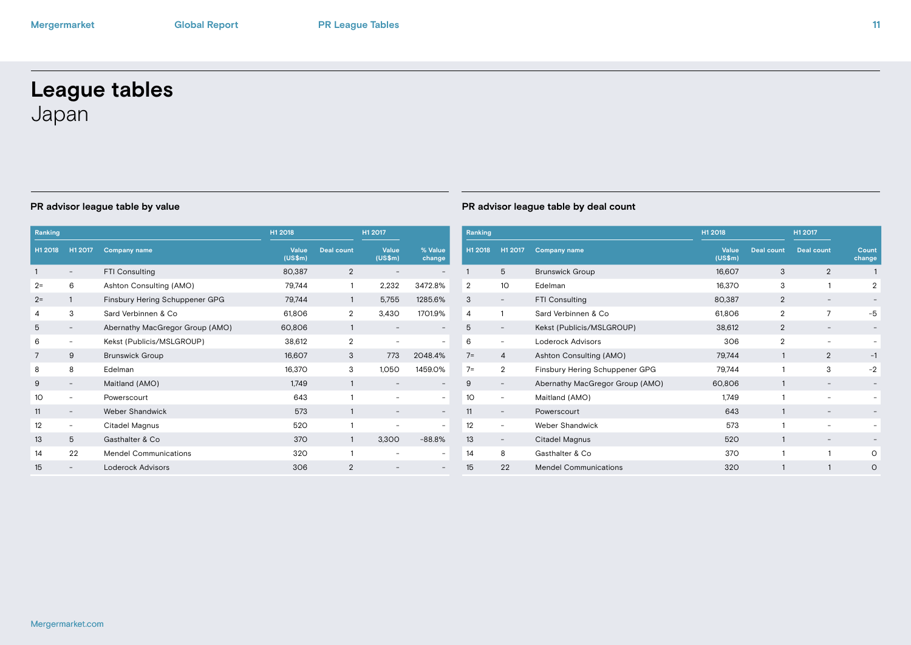# League tables
## Japan

### PR advisor league table by value

| Ranking | | Company name | H1 2018 | | H1 2017 | |
|---|---|---|---|---|---|---|
| H1 2018 | H1 2017 | | Value (US$m) | Deal count | Value (US$m) | % Value change |
| 1 | - | FTI Consulting | 80,387 | 2 | - | - |
| 2= | 6 | Ashton Consulting (AMO) | 79,744 | 1 | 2,232 | 3472.8% |
| 2= | 1 | Finsbury Hering Schuppener GPG | 79,744 | 1 | 5,755 | 1285.6% |
| 4 | 3 | Sard Verbinnen & Co | 61,806 | 2 | 3,430 | 1701.9% |
| 5 | - | Abernathy MacGregor Group (AMO) | 60,806 | 1 | - | - |
| 6 | - | Kekst (Publicis/MSLGROUP) | 38,612 | 2 | - | - |
| 7 | 9 | Brunswick Group | 16,607 | 3 | 773 | 2048.4% |
| 8 | 8 | Edelman | 16,370 | 3 | 1,050 | 1459.0% |
| 9 | - | Maitland (AMO) | 1,749 | 1 | - | - |
| 10 | - | Powerscourt | 643 | 1 | - | - |
| 11 | - | Weber Shandwick | 573 | 1 | - | - |
| 12 | - | Citadel Magnus | 520 | 1 | - | - |
| 13 | 5 | Gasthalter & Co | 370 | 1 | 3,300 | -88.8% |
| 14 | 22 | Mendel Communications | 320 | 1 | - | - |
| 15 | - | Loderock Advisors | 306 | 2 | - | - |

### PR advisor league table by deal count

| Ranking | | Company name | H1 2018 | | H1 2017 | |
|---|---|---|---|---|---|---|
| H1 2018 | H1 2017 | | Value (US$m) | Deal count | Deal count | Count change |
| 1 | 5 | Brunswick Group | 16,607 | 3 | 2 | 1 |
| 2 | 10 | Edelman | 16,370 | 3 | 1 | 2 |
| 3 | - | FTI Consulting | 80,387 | 2 | - | - |
| 4 | 1 | Sard Verbinnen & Co | 61,806 | 2 | 7 | -5 |
| 5 | - | Kekst (Publicis/MSLGROUP) | 38,612 | 2 | - | - |
| 6 | - | Loderock Advisors | 306 | 2 | - | - |
| 7= | 4 | Ashton Consulting (AMO) | 79,744 | 1 | 2 | -1 |
| 7= | 2 | Finsbury Hering Schuppener GPG | 79,744 | 1 | 3 | -2 |
| 9 | - | Abernathy MacGregor Group (AMO) | 60,806 | 1 | - | - |
| 10 | - | Maitland (AMO) | 1,749 | 1 | - | - |
| 11 | - | Powerscourt | 643 | 1 | - | - |
| 12 | - | Weber Shandwick | 573 | 1 | - | - |
| 13 | - | Citadel Magnus | 520 | 1 | - | - |
| 14 | 8 | Gasthalter & Co | 370 | 1 | 1 | 0 |
| 15 | 22 | Mendel Communications | 320 | 1 | 1 | 0 |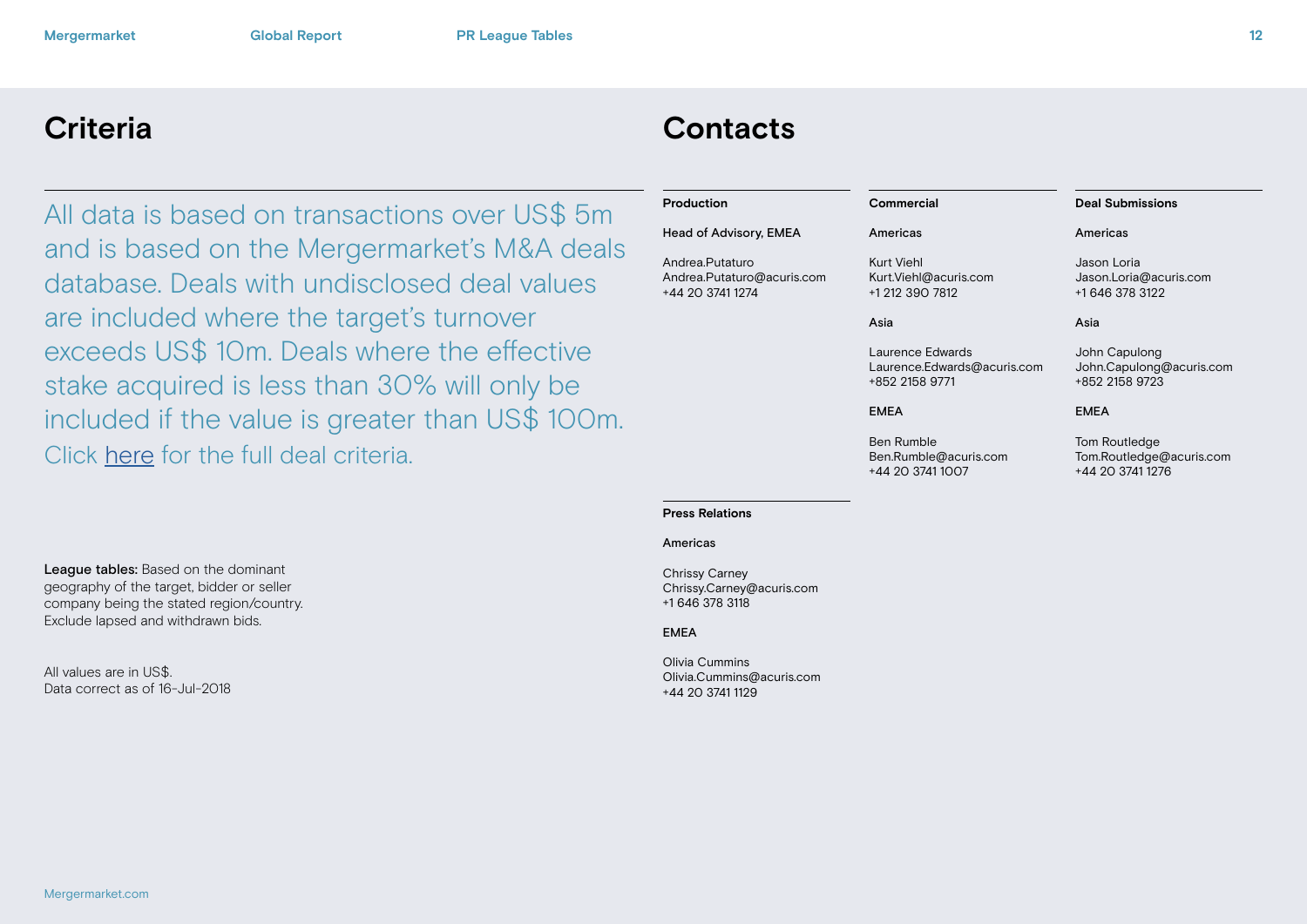# Criteria

All data is based on transactions over US$ 5m and is based on the Mergermarket's M&A deals database. Deals with undisclosed deal values are included where the target's turnover exceeds US$ 10m. Deals where the effective stake acquired is less than 30% will only be included if the value is greater than US$ 100m. Click here for the full deal criteria.

**League tables:** Based on the dominant geography of the target, bidder or seller company being the stated region/country. Exclude lapsed and withdrawn bids.

All values are in US$.
Data correct as of 16-Jul-2018

# Contacts

## Production

**Head of Advisory, EMEA**

Andrea.Putaturo
Andrea.Putaturo@acuris.com
+44 20 3741 1274

## Commercial

**Americas**

Kurt Viehl
Kurt.Viehl@acuris.com
+1 212 390 7812

**Asia**

Laurence Edwards
Laurence.Edwards@acuris.com
+852 2158 9771

**EMEA**

Ben Rumble
Ben.Rumble@acuris.com
+44 20 3741 1007

## Deal Submissions

**Americas**

Jason Loria
Jason.Loria@acuris.com
+1 646 378 3122

**Asia**

John Capulong
John.Capulong@acuris.com
+852 2158 9723

**EMEA**

Tom Routledge
Tom.Routledge@acuris.com
+44 20 3741 1276

## Press Relations

**Americas**

Chrissy Carney
Chrissy.Carney@acuris.com
+1 646 378 3118

**EMEA**

Olivia Cummins
Olivia.Cummins@acuris.com
+44 20 3741 1129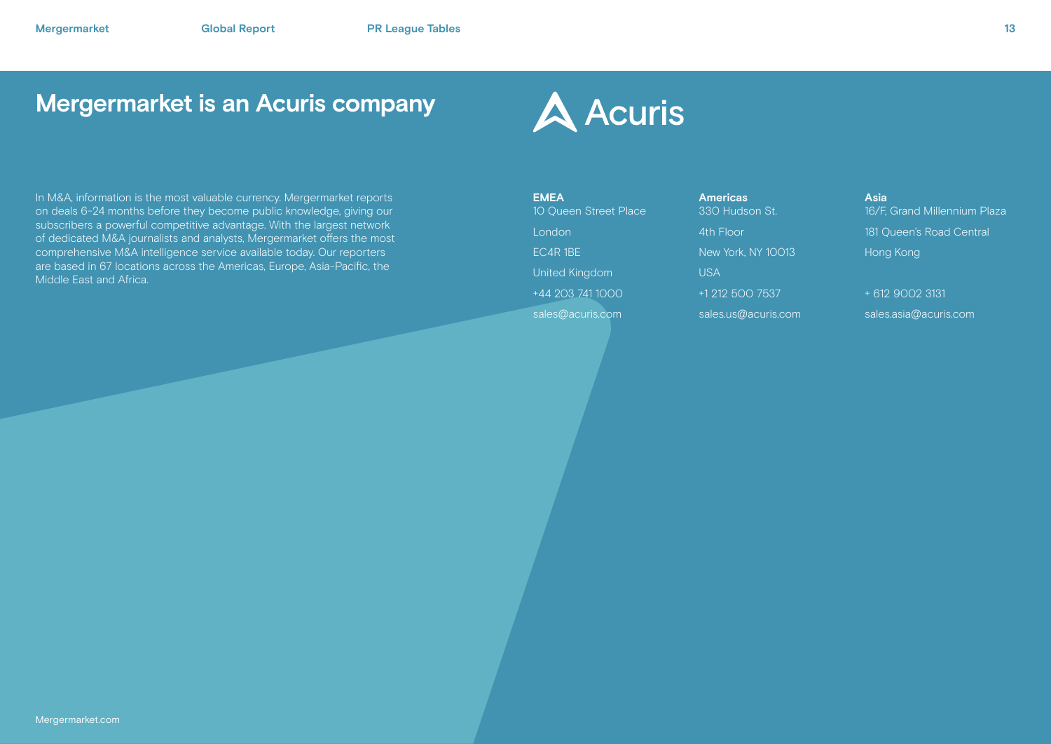# Mergermarket is an Acuris company

Acuris

In M&A, information is the most valuable currency. Mergermarket reports on deals 6-24 months before they become public knowledge, giving our subscribers a powerful competitive advantage. With the largest network of dedicated M&A journalists and analysts, Mergermarket offers the most comprehensive M&A intelligence service available today. Our reporters are based in 67 locations across the Americas, Europe, Asia-Pacific, the Middle East and Africa.

**EMEA**
10 Queen Street Place
London
EC4R 1BE
United Kingdom
+44 203 741 1000
sales@acuris.com

**Americas**
330 Hudson St.
4th Floor
New York, NY 10013
USA
+1 212 500 7537
sales.us@acuris.com

**Asia**
16/F, Grand Millennium Plaza
181 Queen's Road Central
Hong Kong
+ 612 9002 3131
sales.asia@acuris.com

Mergermarket.com